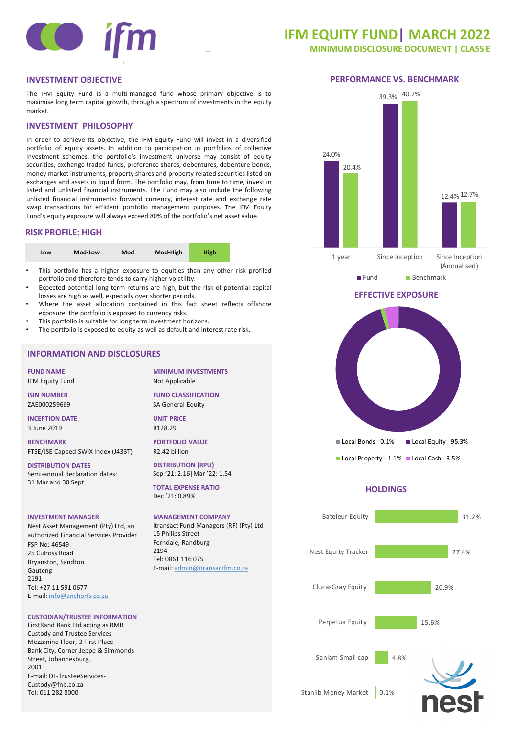# IFM EQUITY FUND| MARCH 2022

## MINIMUM DISCLOSURE DOCUMENT | CLASS E

## INVESTMENT OBJECTIVE

The IFM Equity Fund is a multi-managed fund whose primary objective is to maximise long term capital growth, through a spectrum of investments in the equity market.

## INVESTMENT PHILOSOPHY

In order to achieve its objective, the IFM Equity Fund will invest in a diversified portfolio of equity assets. In addition to participation in portfolios of collective investment schemes, the portfolio's investment universe may consist of equity securities, exchange traded funds, preference shares, debentures, debenture bonds, money market instruments, property shares and property related securities listed on exchanges and assets in liquid form. The portfolio may, from time to time, invest in listed and unlisted financial instruments. The Fund may also include the following unlisted financial instruments: forward currency, interest rate and exchange rate swap transactions for efficient portfolio management purposes. The IFM Equity Fund's equity exposure will always exceed 80% of the portfolio's net asset value.

## RISK PROFILE: HIGH

| Low | Mod-Low | Mod | Mod-High | High |
|---|---|---|---|---|

- This portfolio has a higher exposure to equities than any other risk profiled portfolio and therefore tends to carry higher volatility.
- Expected potential long term returns are high, but the risk of potential capital losses are high as well, especially over shorter periods.
- Where the asset allocation contained in this fact sheet reflects offshore exposure, the portfolio is exposed to currency risks.
- This portfolio is suitable for long term investment horizons.
- The portfolio is exposed to equity as well as default and interest rate risk.

## INFORMATION AND DISCLOSURES

**FUND NAME**
IFM Equity Fund

**ISIN NUMBER**
ZAE000259669

**INCEPTION DATE**
3 June 2019

**BENCHMARK**
FTSE/JSE Capped SWIX Index (J433T)

**DISTRIBUTION DATES**
Semi-annual declaration dates:
31 Mar and 30 Sept

**MINIMUM INVESTMENTS**
Not Applicable

**FUND CLASSIFICATION**
SA General Equity

**UNIT PRICE**
R128.29

**PORTFOLIO VALUE**
R2.42 billion

**DISTRIBUTION (RPU)**
Sep '21: 2.16|Mar '22: 1.54

**TOTAL EXPENSE RATIO**
Dec '21: 0.89%

**INVESTMENT MANAGER**
Nest Asset Management (Pty) Ltd, an authorized Financial Services Provider
FSP No: 46549
25 Culross Road
Bryanston, Sandton
Gauteng
2191
Tel: +27 11 591 0677
E-mail: info@anchorfs.co.za

**MANAGEMENT COMPANY**
Itransact Fund Managers (RF) (Pty) Ltd
15 Philips Street
Ferndale, Randburg
2194
Tel: 0861 116 075
E-mail: admin@itransactfm.co.za

**CUSTODIAN/TRUSTEE INFORMATION**
FirstRand Bank Ltd acting as RMB Custody and Trustee Services
Mezzanine Floor, 3 First Place
Bank City, Corner Jeppe & Simmonds Street, Johannesburg,
2001
E-mail: DL-TrusteeServices-Custody@fnb.co.za
Tel: 011 282 8000

## PERFORMANCE VS. BENCHMARK

| | Fund | Benchmark |
|---|---|---|
| 1 year | 24.0% | 20.4% |
| Since Inception | 39.3% | 40.2% |
| Since Inception (Annualised) | 12.4% | 12.7% |

## EFFECTIVE EXPOSURE

| Asset | Exposure |
|---|---|
| Local Bonds | 0.1% |
| Local Equity | 95.3% |
| Local Property | 1.1% |
| Local Cash | 3.5% |

## HOLDINGS

| Holding | Weight |
|---|---|
| Bateleur Equity | 31.2% |
| Nest Equity Tracker | 27.4% |
| ClucasGray Equity | 20.9% |
| Perpetua Equity | 15.6% |
| Sanlam Small cap | 4.8% |
| Stanlib Money Market | 0.1% |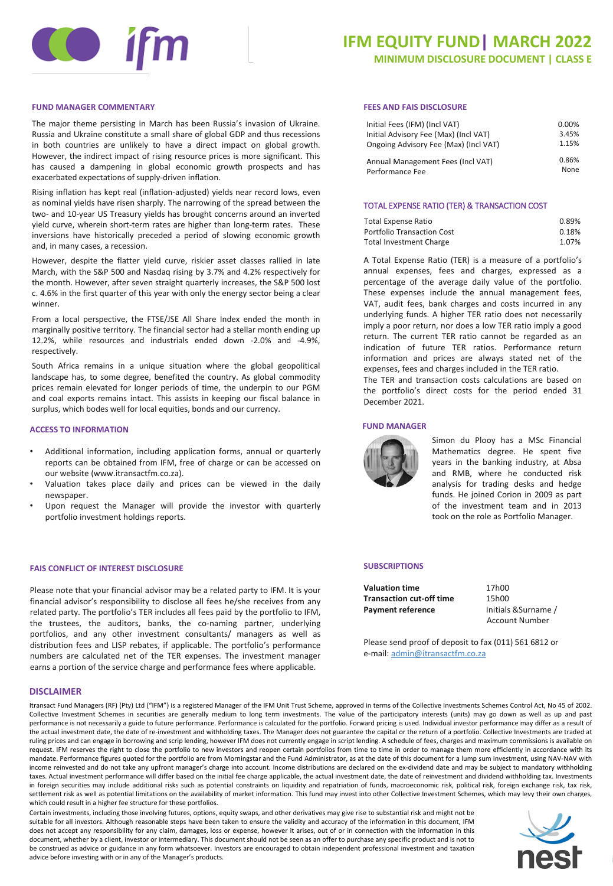# IFM EQUITY FUND| MARCH 2022

## MINIMUM DISCLOSURE DOCUMENT | CLASS E

### FUND MANAGER COMMENTARY

The major theme persisting in March has been Russia's invasion of Ukraine. Russia and Ukraine constitute a small share of global GDP and thus recessions in both countries are unlikely to have a direct impact on global growth. However, the indirect impact of rising resource prices is more significant. This has caused a dampening in global economic growth prospects and has exacerbated expectations of supply-driven inflation.

Rising inflation has kept real (inflation-adjusted) yields near record lows, even as nominal yields have risen sharply. The narrowing of the spread between the two- and 10-year US Treasury yields has brought concerns around an inverted yield curve, wherein short-term rates are higher than long-term rates. These inversions have historically preceded a period of slowing economic growth and, in many cases, a recession.

However, despite the flatter yield curve, riskier asset classes rallied in late March, with the S&P 500 and Nasdaq rising by 3.7% and 4.2% respectively for the month. However, after seven straight quarterly increases, the S&P 500 lost c. 4.6% in the first quarter of this year with only the energy sector being a clear winner.

From a local perspective, the FTSE/JSE All Share Index ended the month in marginally positive territory. The financial sector had a stellar month ending up 12.2%, while resources and industrials ended down -2.0% and -4.9%, respectively.

South Africa remains in a unique situation where the global geopolitical landscape has, to some degree, benefited the country. As global commodity prices remain elevated for longer periods of time, the underpin to our PGM and coal exports remains intact. This assists in keeping our fiscal balance in surplus, which bodes well for local equities, bonds and our currency.

### ACCESS TO INFORMATION

- Additional information, including application forms, annual or quarterly reports can be obtained from IFM, free of charge or can be accessed on our website (www.itransactfm.co.za).
- Valuation takes place daily and prices can be viewed in the daily newspaper.
- Upon request the Manager will provide the investor with quarterly portfolio investment holdings reports.

### FAIS CONFLICT OF INTEREST DISCLOSURE

Please note that your financial advisor may be a related party to IFM. It is your financial advisor's responsibility to disclose all fees he/she receives from any related party. The portfolio's TER includes all fees paid by the portfolio to IFM, the trustees, the auditors, banks, the co-naming partner, underlying portfolios, and any other investment consultants/ managers as well as distribution fees and LISP rebates, if applicable. The portfolio's performance numbers are calculated net of the TER expenses. The investment manager earns a portion of the service charge and performance fees where applicable.

### FEES AND FAIS DISCLOSURE

| | |
|---|---|
| Initial Fees (IFM) (Incl VAT) | 0.00% |
| Initial Advisory Fee (Max) (Incl VAT) | 3.45% |
| Ongoing Advisory Fee (Max) (Incl VAT) | 1.15% |
| Annual Management Fees (Incl VAT) | 0.86% |
| Performance Fee | None |

### TOTAL EXPENSE RATIO (TER) & TRANSACTION COST

| | |
|---|---|
| Total Expense Ratio | 0.89% |
| Portfolio Transaction Cost | 0.18% |
| Total Investment Charge | 1.07% |

A Total Expense Ratio (TER) is a measure of a portfolio's annual expenses, fees and charges, expressed as a percentage of the average daily value of the portfolio. These expenses include the annual management fees, VAT, audit fees, bank charges and costs incurred in any underlying funds. A higher TER ratio does not necessarily imply a poor return, nor does a low TER ratio imply a good return. The current TER ratio cannot be regarded as an indication of future TER ratios. Performance return information and prices are always stated net of the expenses, fees and charges included in the TER ratio.
The TER and transaction costs calculations are based on the portfolio's direct costs for the period ended 31 December 2021.

### FUND MANAGER

Simon du Plooy has a MSc Financial Mathematics degree. He spent five years in the banking industry, at Absa and RMB, where he conducted risk analysis for trading desks and hedge funds. He joined Corion in 2009 as part of the investment team and in 2013 took on the role as Portfolio Manager.

### SUBSCRIPTIONS

| | |
|---|---|
| **Valuation time** | 17h00 |
| **Transaction cut-off time** | 15h00 |
| **Payment reference** | Initials &Surname / Account Number |

Please send proof of deposit to fax (011) 561 6812 or e-mail: admin@itransactfm.co.za

### DISCLAIMER

Itransact Fund Managers (RF) (Pty) Ltd ("IFM") is a registered Manager of the IFM Unit Trust Scheme, approved in terms of the Collective Investments Schemes Control Act, No 45 of 2002. Collective Investment Schemes in securities are generally medium to long term investments. The value of the participatory interests (units) may go down as well as up and past performance is not necessarily a guide to future performance. Performance is calculated for the portfolio. Forward pricing is used. Individual investor performance may differ as a result of the actual investment date, the date of re-investment and withholding taxes. The Manager does not guarantee the capital or the return of a portfolio. Collective Investments are traded at ruling prices and can engage in borrowing and scrip lending, however IFM does not currently engage in script lending. A schedule of fees, charges and maximum commissions is available on request. IFM reserves the right to close the portfolio to new investors and reopen certain portfolios from time to time in order to manage them more efficiently in accordance with its mandate. Performance figures quoted for the portfolio are from Morningstar and the Fund Administrator, as at the date of this document for a lump sum investment, using NAV-NAV with income reinvested and do not take any upfront manager's charge into account. Income distributions are declared on the ex-dividend date and may be subject to mandatory withholding taxes. Actual investment performance will differ based on the initial fee charge applicable, the actual investment date, the date of reinvestment and dividend withholding tax. Investments in foreign securities may include additional risks such as potential constraints on liquidity and repatriation of funds, macroeconomic risk, political risk, foreign exchange risk, tax risk, settlement risk as well as potential limitations on the availability of market information. This fund may invest into other Collective Investment Schemes, which may levy their own charges, which could result in a higher fee structure for these portfolios.

Certain investments, including those involving futures, options, equity swaps, and other derivatives may give rise to substantial risk and might not be suitable for all investors. Although reasonable steps have been taken to ensure the validity and accuracy of the information in this document, IFM does not accept any responsibility for any claim, damages, loss or expense, however it arises, out of or in connection with the information in this document, whether by a client, investor or intermediary. This document should not be seen as an offer to purchase any specific product and is not to be construed as advice or guidance in any form whatsoever. Investors are encouraged to obtain independent professional investment and taxation advice before investing with or in any of the Manager's products.